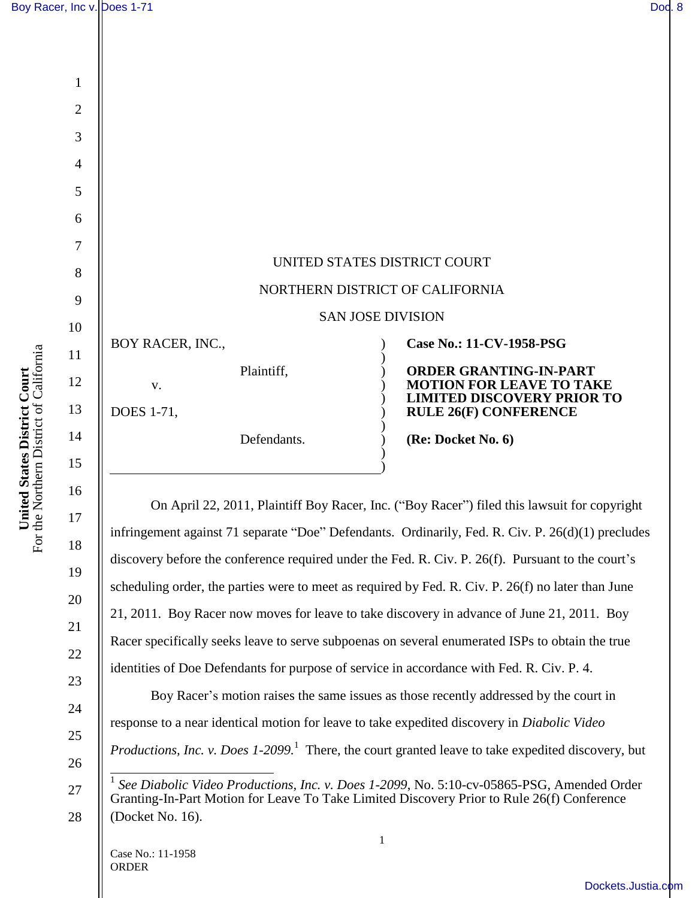UNITED STATES DISTRICT COURT

NORTHERN DISTRICT OF CALIFORNIA

SAN JOSE DIVISION

| | |
|---|---|
| BOY RACER, INC., Plaintiff, v. DOES 1-71, Defendants. | **Case No.: 11-CV-1958-PSG** **ORDER GRANTING-IN-PART MOTION FOR LEAVE TO TAKE LIMITED DISCOVERY PRIOR TO RULE 26(F) CONFERENCE** **(Re: Docket No. 6)** |

On April 22, 2011, Plaintiff Boy Racer, Inc. ("Boy Racer") filed this lawsuit for copyright infringement against 71 separate "Doe" Defendants. Ordinarily, Fed. R. Civ. P. 26(d)(1) precludes discovery before the conference required under the Fed. R. Civ. P. 26(f). Pursuant to the court's scheduling order, the parties were to meet as required by Fed. R. Civ. P. 26(f) no later than June 21, 2011. Boy Racer now moves for leave to take discovery in advance of June 21, 2011. Boy Racer specifically seeks leave to serve subpoenas on several enumerated ISPs to obtain the true identities of Doe Defendants for purpose of service in accordance with Fed. R. Civ. P. 4.

Boy Racer's motion raises the same issues as those recently addressed by the court in response to a near identical motion for leave to take expedited discovery in *Diabolic Video Productions, Inc. v. Does 1-2099.*[1] There, the court granted leave to take expedited discovery, but

[1] *See Diabolic Video Productions, Inc. v. Does 1-2099*, No. 5:10-cv-05865-PSG, Amended Order Granting-In-Part Motion for Leave To Take Limited Discovery Prior to Rule 26(f) Conference (Docket No. 16).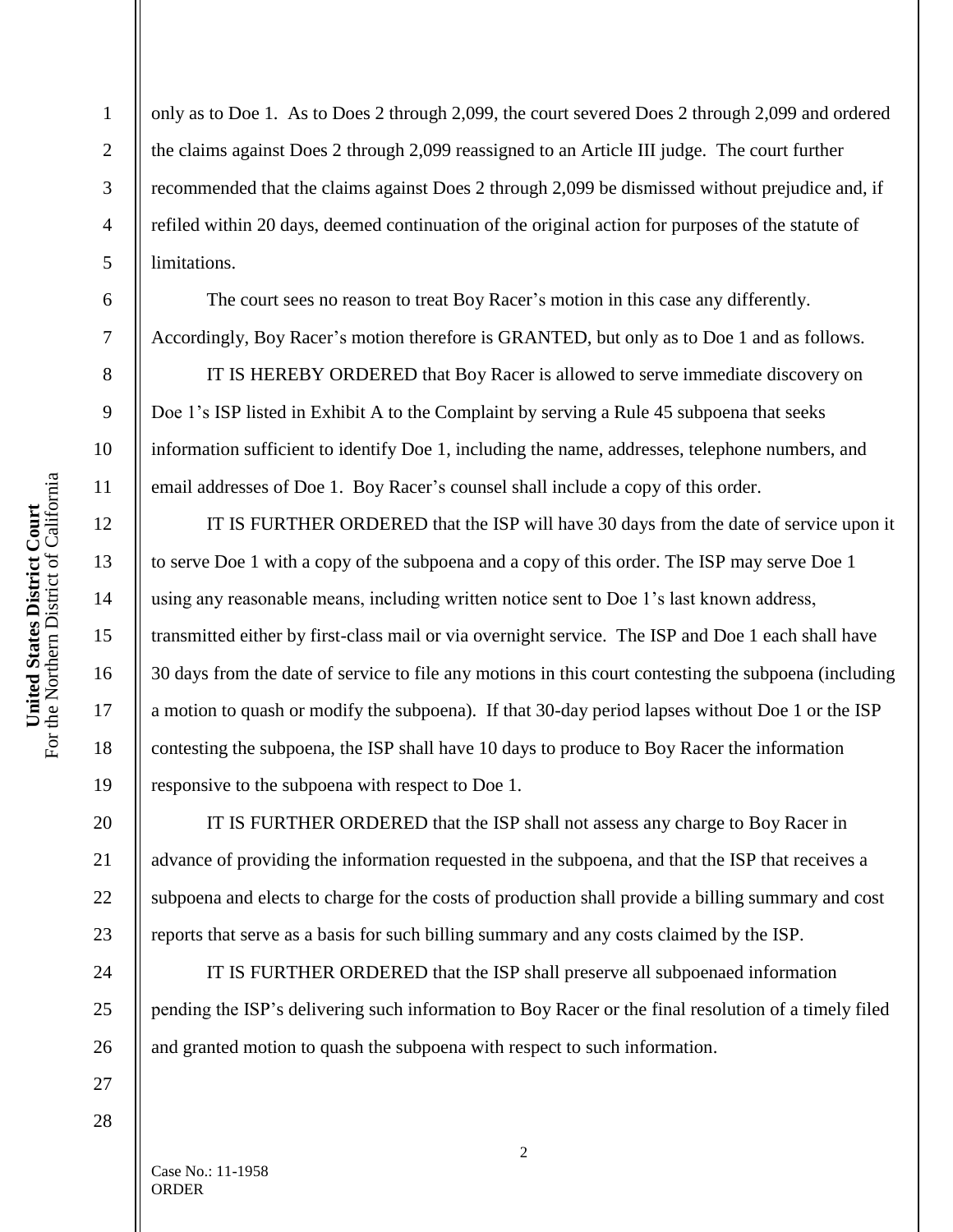only as to Doe 1. As to Does 2 through 2,099, the court severed Does 2 through 2,099 and ordered the claims against Does 2 through 2,099 reassigned to an Article III judge. The court further recommended that the claims against Does 2 through 2,099 be dismissed without prejudice and, if refiled within 20 days, deemed continuation of the original action for purposes of the statute of limitations.

The court sees no reason to treat Boy Racer's motion in this case any differently. Accordingly, Boy Racer's motion therefore is GRANTED, but only as to Doe 1 and as follows.

IT IS HEREBY ORDERED that Boy Racer is allowed to serve immediate discovery on Doe 1's ISP listed in Exhibit A to the Complaint by serving a Rule 45 subpoena that seeks information sufficient to identify Doe 1, including the name, addresses, telephone numbers, and email addresses of Doe 1. Boy Racer's counsel shall include a copy of this order.

IT IS FURTHER ORDERED that the ISP will have 30 days from the date of service upon it to serve Doe 1 with a copy of the subpoena and a copy of this order. The ISP may serve Doe 1 using any reasonable means, including written notice sent to Doe 1's last known address, transmitted either by first-class mail or via overnight service. The ISP and Doe 1 each shall have 30 days from the date of service to file any motions in this court contesting the subpoena (including a motion to quash or modify the subpoena). If that 30-day period lapses without Doe 1 or the ISP contesting the subpoena, the ISP shall have 10 days to produce to Boy Racer the information responsive to the subpoena with respect to Doe 1.

IT IS FURTHER ORDERED that the ISP shall not assess any charge to Boy Racer in advance of providing the information requested in the subpoena, and that the ISP that receives a subpoena and elects to charge for the costs of production shall provide a billing summary and cost reports that serve as a basis for such billing summary and any costs claimed by the ISP.

IT IS FURTHER ORDERED that the ISP shall preserve all subpoenaed information pending the ISP's delivering such information to Boy Racer or the final resolution of a timely filed and granted motion to quash the subpoena with respect to such information.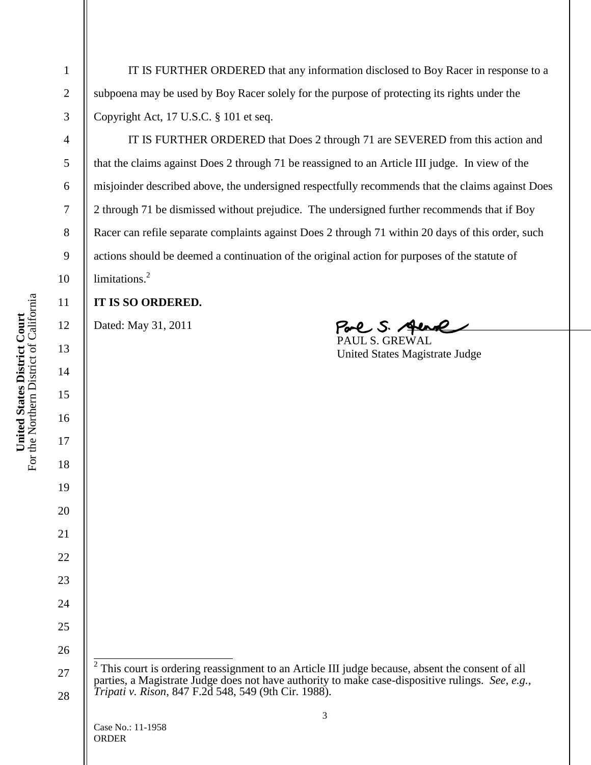IT IS FURTHER ORDERED that any information disclosed to Boy Racer in response to a subpoena may be used by Boy Racer solely for the purpose of protecting its rights under the Copyright Act, 17 U.S.C. § 101 et seq.

IT IS FURTHER ORDERED that Does 2 through 71 are SEVERED from this action and that the claims against Does 2 through 71 be reassigned to an Article III judge. In view of the misjoinder described above, the undersigned respectfully recommends that the claims against Does 2 through 71 be dismissed without prejudice. The undersigned further recommends that if Boy Racer can refile separate complaints against Does 2 through 71 within 20 days of this order, such actions should be deemed a continuation of the original action for purposes of the statute of limitations.[2]

**IT IS SO ORDERED.**

Dated: May 31, 2011

PAUL S. GREWAL
United States Magistrate Judge

[2] This court is ordering reassignment to an Article III judge because, absent the consent of all parties, a Magistrate Judge does not have authority to make case-dispositive rulings. *See, e.g., Tripati v. Rison*, 847 F.2d 548, 549 (9th Cir. 1988).

Case No.: 11-1958
ORDER